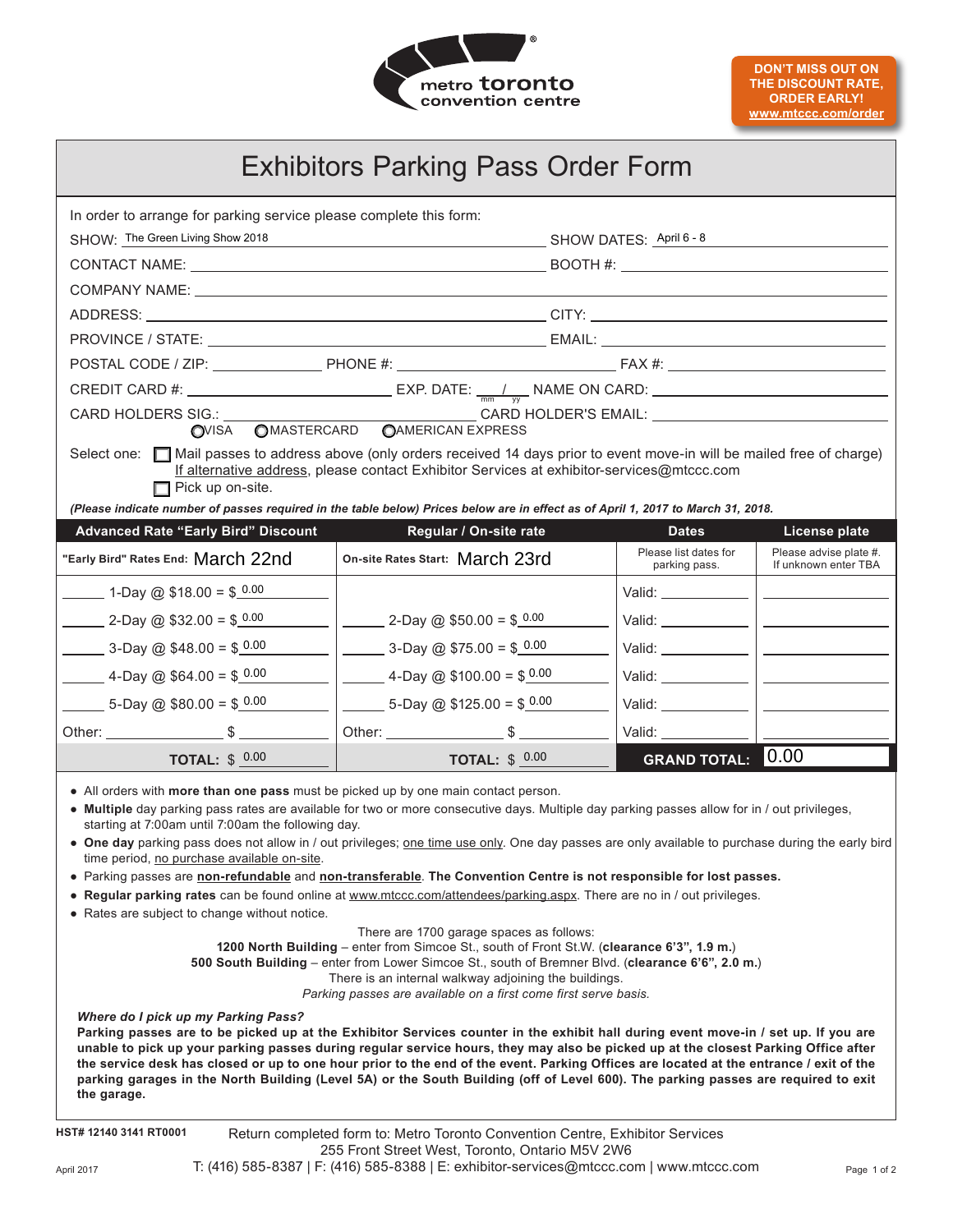metro toronto convention centre

**DON'T MISS OUT ON THE DISCOUNT RATE, ORDER EARLY! www.mtccc.com/order**

# Exhibitors Parking Pass Order Form

In order to arrange for parking service please complete this form:

SHOW: The Green Living Show 2018 SHOW DATES: April 6 - 8

CONTACT NAME: ______________________ BOOTH #: ______________________

COMPANY NAME: ______________________

ADDRESS: ______________________ CITY: ______________________

PROVINCE / STATE: ______________________ EMAIL: ______________________

POSTAL CODE / ZIP: __________ PHONE #: __________ FAX #: __________

CREDIT CARD #: __________ EXP. DATE: ___ / ___ (mm / yy) NAME ON CARD: __________

CARD HOLDERS SIG.: __________ CARD HOLDER'S EMAIL: __________

○ VISA ○ MASTERCARD ○ AMERICAN EXPRESS

Select one: ☐ Mail passes to address above (only orders received 14 days prior to event move-in will be mailed free of charge) If alternative address, please contact Exhibitor Services at exhibitor-services@mtccc.com

☐ Pick up on-site.

***(Please indicate number of passes required in the table below) Prices below are in effect as of April 1, 2017 to March 31, 2018.***

| Advanced Rate "Early Bird" Discount | Regular / On-site rate | Dates | License plate |
|---|---|---|---|
| "Early Bird" Rates End: March 22nd | On-site Rates Start: March 23rd | Please list dates for parking pass. | Please advise plate #. If unknown enter TBA |
| _____ 1-Day @ $18.00 = $ 0.00 | | Valid: _____ | _____ |
| _____ 2-Day @ $32.00 = $ 0.00 | _____ 2-Day @ $50.00 = $ 0.00 | Valid: _____ | _____ |
| _____ 3-Day @ $48.00 = $ 0.00 | _____ 3-Day @ $75.00 = $ 0.00 | Valid: _____ | _____ |
| _____ 4-Day @ $64.00 = $ 0.00 | _____ 4-Day @ $100.00 = $ 0.00 | Valid: _____ | _____ |
| _____ 5-Day @ $80.00 = $ 0.00 | _____ 5-Day @ $125.00 = $ 0.00 | Valid: _____ | _____ |
| Other: _____ $ _____ | Other: _____ $ _____ | Valid: _____ | _____ |
| **TOTAL:** $ 0.00 | **TOTAL:** $ 0.00 | **GRAND TOTAL:** | 0.00 |

- All orders with **more than one pass** must be picked up by one main contact person.
- **Multiple** day parking pass rates are available for two or more consecutive days. Multiple day parking passes allow for in / out privileges, starting at 7:00am until 7:00am the following day.
- **One day** parking pass does not allow in / out privileges; one time use only. One day passes are only available to purchase during the early bird time period, no purchase available on-site.
- Parking passes are **non-refundable** and **non-transferable**. **The Convention Centre is not responsible for lost passes.**
- **Regular parking rates** can be found online at www.mtccc.com/attendees/parking.aspx. There are no in / out privileges.
- Rates are subject to change without notice.

There are 1700 garage spaces as follows:
**1200 North Building** – enter from Simcoe St., south of Front St.W. (**clearance 6'3", 1.9 m.**)
**500 South Building** – enter from Lower Simcoe St., south of Bremner Blvd. (**clearance 6'6", 2.0 m.**)
There is an internal walkway adjoining the buildings.
*Parking passes are available on a first come first serve basis.*

***Where do I pick up my Parking Pass?***

**Parking passes are to be picked up at the Exhibitor Services counter in the exhibit hall during event move-in / set up. If you are unable to pick up your parking passes during regular service hours, they may also be picked up at the closest Parking Office after the service desk has closed or up to one hour prior to the end of the event. Parking Offices are located at the entrance / exit of the parking garages in the North Building (Level 5A) or the South Building (off of Level 600). The parking passes are required to exit the garage.**

**HST# 12140 3141 RT0001**

Return completed form to: Metro Toronto Convention Centre, Exhibitor Services
255 Front Street West, Toronto, Ontario M5V 2W6
T: (416) 585-8387 | F: (416) 585-8388 | E: exhibitor-services@mtccc.com | www.mtccc.com

April 2017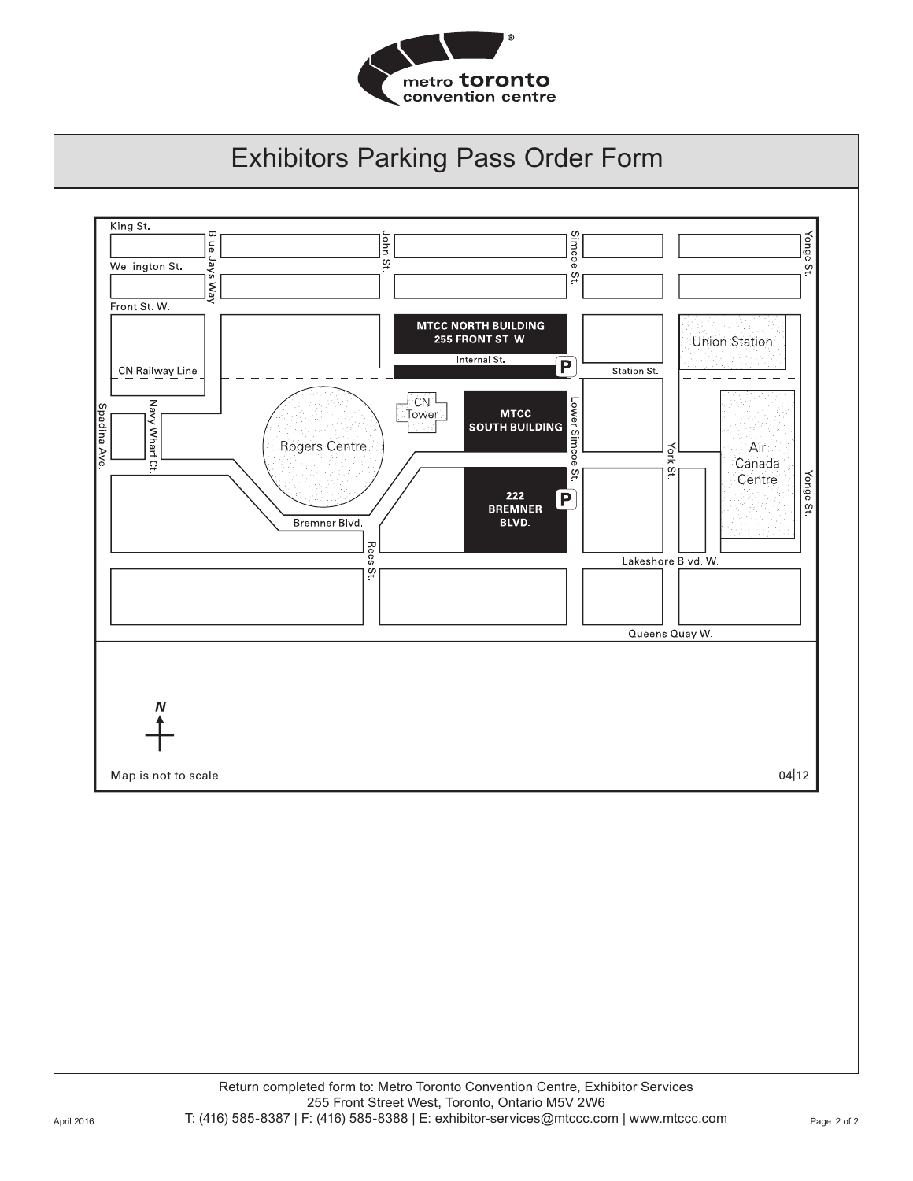metro toronto convention centre

# Exhibitors Parking Pass Order Form

King St.

Wellington St.

Front St. W.

Blue Jays Way

John St.

Simcoe St.

Yonge St.

MTCC NORTH BUILDING
255 FRONT ST. W.

Internal St.

P

Station St.

Union Station

CN Railway Line

Spadina Ave.

Navy Wharf Ct.

Rogers Centre

CN Tower

MTCC SOUTH BUILDING

Lower Simcoe St.

York St.

Air Canada Centre

222 BREMNER BLVD.

P

Bremner Blvd.

Rees St.

Lakeshore Blvd. W.

Queens Quay W.

N

Map is not to scale

04|12

Return completed form to: Metro Toronto Convention Centre, Exhibitor Services
255 Front Street West, Toronto, Ontario M5V 2W6
T: (416) 585-8387 | F: (416) 585-8388 | E: exhibitor-services@mtccc.com | www.mtccc.com

April 2016